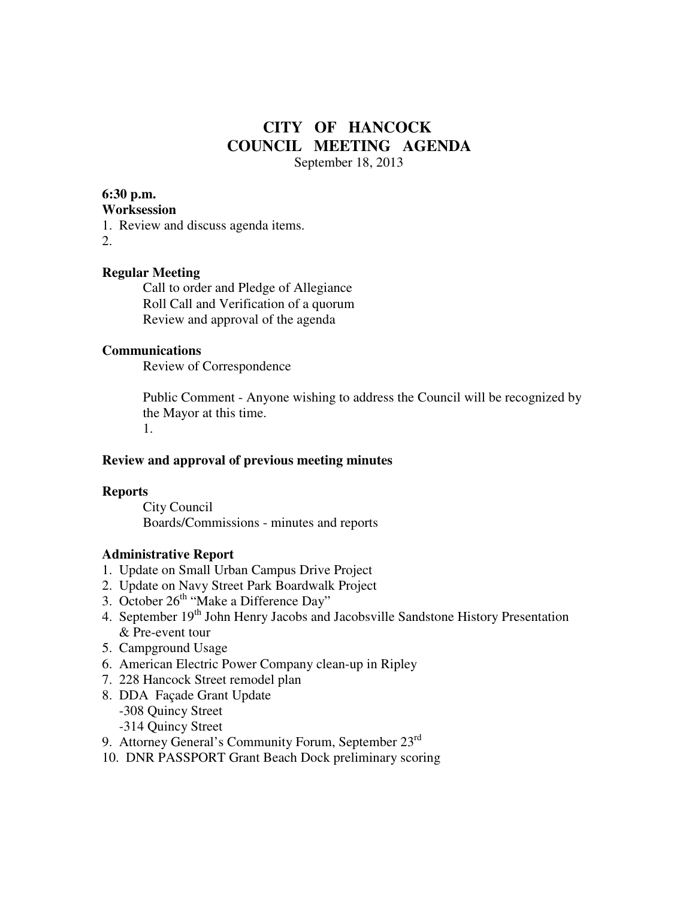# CITY OF HANCOCK
# COUNCIL MEETING AGENDA

September 18, 2013

**6:30 p.m.**
**Worksession**

1. Review and discuss agenda items.
2.

**Regular Meeting**

Call to order and Pledge of Allegiance
Roll Call and Verification of a quorum
Review and approval of the agenda

**Communications**

Review of Correspondence

Public Comment - Anyone wishing to address the Council will be recognized by the Mayor at this time.
1.

**Review and approval of previous meeting minutes**

**Reports**

City Council
Boards/Commissions - minutes and reports

**Administrative Report**

1. Update on Small Urban Campus Drive Project
2. Update on Navy Street Park Boardwalk Project
3. October 26th "Make a Difference Day"
4. September 19th John Henry Jacobs and Jacobsville Sandstone History Presentation & Pre-event tour
5. Campground Usage
6. American Electric Power Company clean-up in Ripley
7. 228 Hancock Street remodel plan
8. DDA Façade Grant Update
   - 308 Quincy Street
   - 314 Quincy Street
9. Attorney General's Community Forum, September 23rd
10. DNR PASSPORT Grant Beach Dock preliminary scoring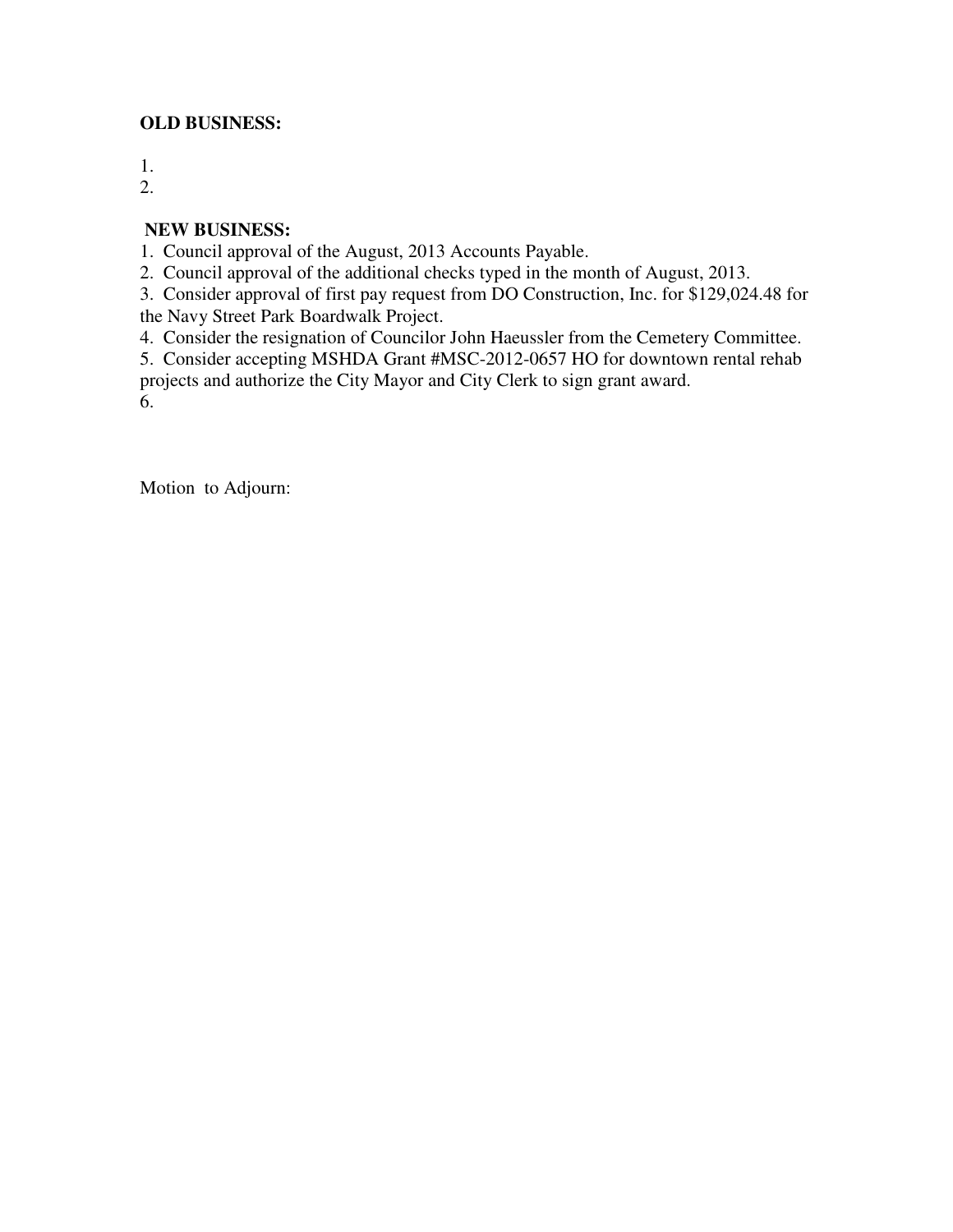**OLD BUSINESS:**

1.
2.

**NEW BUSINESS:**

1. Council approval of the August, 2013 Accounts Payable.
2. Council approval of the additional checks typed in the month of August, 2013.
3. Consider approval of first pay request from DO Construction, Inc. for $129,024.48 for the Navy Street Park Boardwalk Project.
4. Consider the resignation of Councilor John Haeussler from the Cemetery Committee.
5. Consider accepting MSHDA Grant #MSC-2012-0657 HO for downtown rental rehab projects and authorize the City Mayor and City Clerk to sign grant award.
6.

Motion to Adjourn: